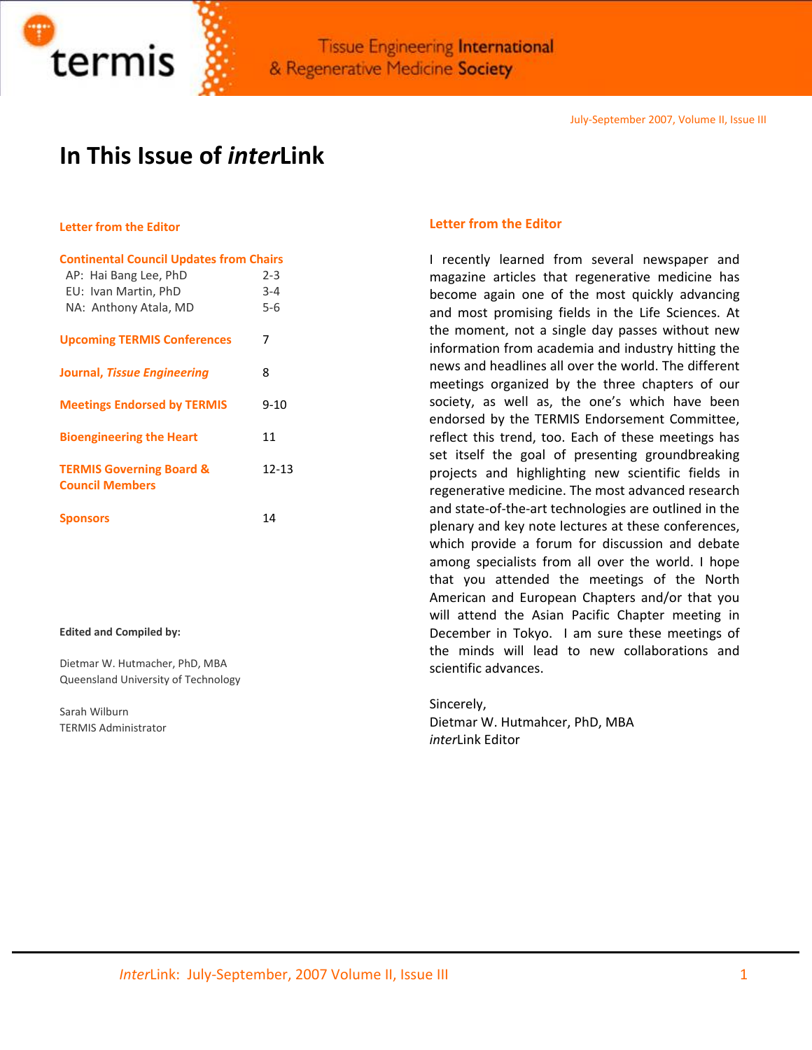Tissue Engineering International & Regenerative Medicine Society

July-September 2007, Volume II, Issue III

# In This Issue of *inter*Link

| | |
|---|---|
| **Letter from the Editor** | |
| **Continental Council Updates from Chairs** | |
| AP: Hai Bang Lee, PhD | 2-3 |
| EU: Ivan Martin, PhD | 3-4 |
| NA: Anthony Atala, MD | 5-6 |
| **Upcoming TERMIS Conferences** | 7 |
| **Journal, *Tissue Engineering*** | 8 |
| **Meetings Endorsed by TERMIS** | 9-10 |
| **Bioengineering the Heart** | 11 |
| **TERMIS Governing Board & Council Members** | 12-13 |
| **Sponsors** | 14 |

**Edited and Compiled by:**

Dietmar W. Hutmacher, PhD, MBA
Queensland University of Technology

Sarah Wilburn
TERMIS Administrator

## Letter from the Editor

I recently learned from several newspaper and magazine articles that regenerative medicine has become again one of the most quickly advancing and most promising fields in the Life Sciences. At the moment, not a single day passes without new information from academia and industry hitting the news and headlines all over the world. The different meetings organized by the three chapters of our society, as well as, the one's which have been endorsed by the TERMIS Endorsement Committee, reflect this trend, too. Each of these meetings has set itself the goal of presenting groundbreaking projects and highlighting new scientific fields in regenerative medicine. The most advanced research and state-of-the-art technologies are outlined in the plenary and key note lectures at these conferences, which provide a forum for discussion and debate among specialists from all over the world. I hope that you attended the meetings of the North American and European Chapters and/or that you will attend the Asian Pacific Chapter meeting in December in Tokyo. I am sure these meetings of the minds will lead to new collaborations and scientific advances.

Sincerely,
Dietmar W. Hutmahcer, PhD, MBA
*inter*Link Editor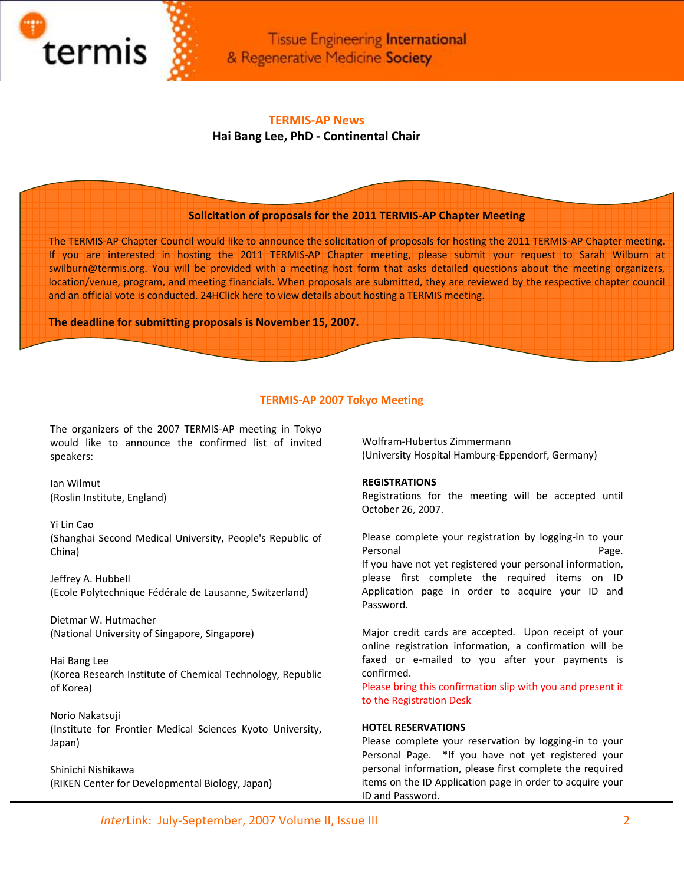## TERMIS-AP News

**Hai Bang Lee, PhD - Continental Chair**

### Solicitation of proposals for the 2011 TERMIS-AP Chapter Meeting

The TERMIS-AP Chapter Council would like to announce the solicitation of proposals for hosting the 2011 TERMIS-AP Chapter meeting. If you are interested in hosting the 2011 TERMIS-AP Chapter meeting, please submit your request to Sarah Wilburn at swilburn@termis.org. You will be provided with a meeting host form that asks detailed questions about the meeting organizers, location/venue, program, and meeting financials. When proposals are submitted, they are reviewed by the respective chapter council and an official vote is conducted. 24HClick here to view details about hosting a TERMIS meeting.

**The deadline for submitting proposals is November 15, 2007.**

## TERMIS-AP 2007 Tokyo Meeting

The organizers of the 2007 TERMIS-AP meeting in Tokyo would like to announce the confirmed list of invited speakers:

Ian Wilmut
(Roslin Institute, England)

Yi Lin Cao
(Shanghai Second Medical University, People's Republic of China)

Jeffrey A. Hubbell
(Ecole Polytechnique Fédérale de Lausanne, Switzerland)

Dietmar W. Hutmacher
(National University of Singapore, Singapore)

Hai Bang Lee
(Korea Research Institute of Chemical Technology, Republic of Korea)

Norio Nakatsuji
(Institute for Frontier Medical Sciences Kyoto University, Japan)

Shinichi Nishikawa
(RIKEN Center for Developmental Biology, Japan)

Wolfram-Hubertus Zimmermann
(University Hospital Hamburg-Eppendorf, Germany)

**REGISTRATIONS**

Registrations for the meeting will be accepted until October 26, 2007.

Please complete your registration by logging-in to your Personal Page.
If you have not yet registered your personal information, please first complete the required items on ID Application page in order to acquire your ID and Password.

Major credit cards are accepted. Upon receipt of your online registration information, a confirmation will be faxed or e-mailed to you after your payments is confirmed.
Please bring this confirmation slip with you and present it to the Registration Desk

**HOTEL RESERVATIONS**

Please complete your reservation by logging-in to your Personal Page. *If you have not yet registered your personal information, please first complete the required items on the ID Application page in order to acquire your ID and Password.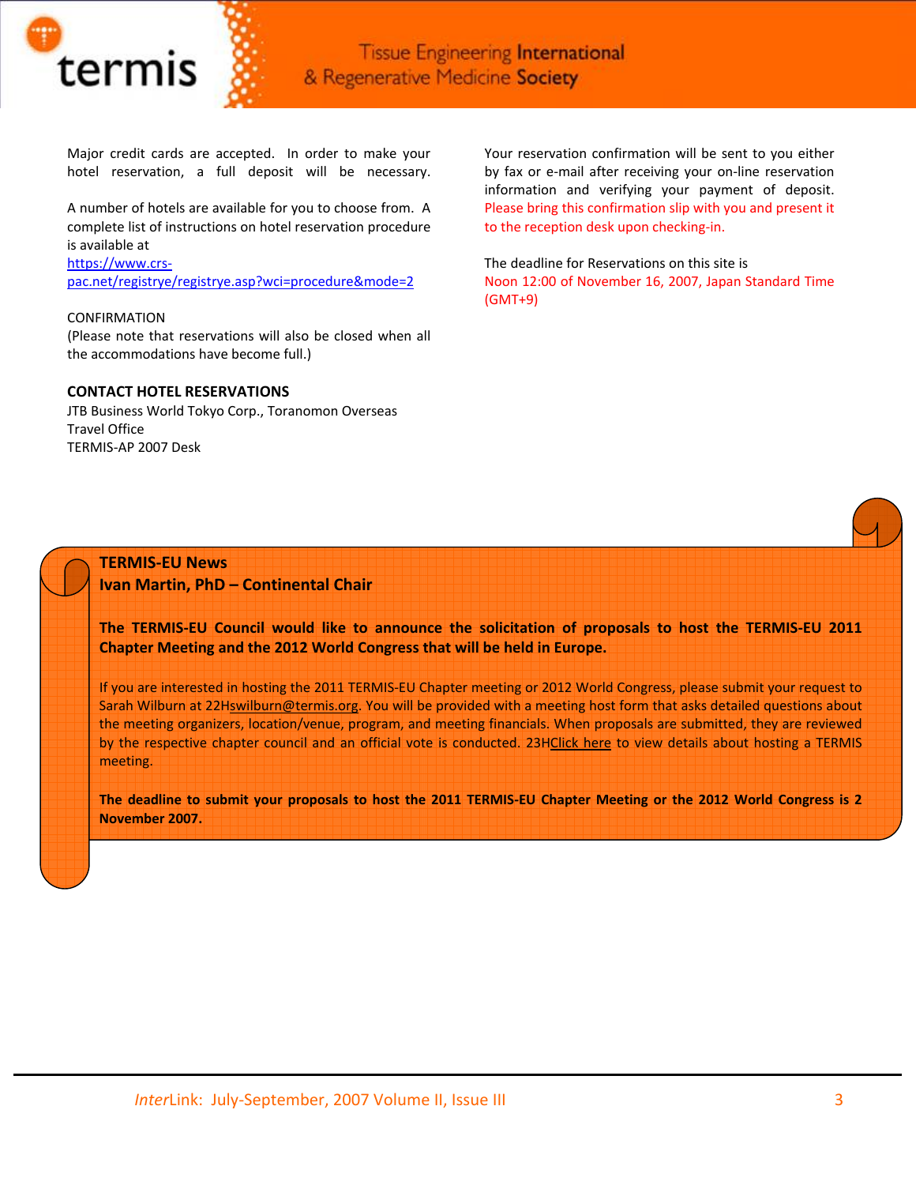Major credit cards are accepted. In order to make your hotel reservation, a full deposit will be necessary.

A number of hotels are available for you to choose from. A complete list of instructions on hotel reservation procedure is available at https://www.crs-pac.net/registrye/registrye.asp?wci=procedure&mode=2

CONFIRMATION
(Please note that reservations will also be closed when all the accommodations have become full.)

**CONTACT HOTEL RESERVATIONS**
JTB Business World Tokyo Corp., Toranomon Overseas Travel Office
TERMIS-AP 2007 Desk

Your reservation confirmation will be sent to you either by fax or e-mail after receiving your on-line reservation information and verifying your payment of deposit. Please bring this confirmation slip with you and present it to the reception desk upon checking-in.

The deadline for Reservations on this site is
Noon 12:00 of November 16, 2007, Japan Standard Time (GMT+9)

## TERMIS-EU News
### Ivan Martin, PhD – Continental Chair

**The TERMIS-EU Council would like to announce the solicitation of proposals to host the TERMIS-EU 2011 Chapter Meeting and the 2012 World Congress that will be held in Europe.**

If you are interested in hosting the 2011 TERMIS-EU Chapter meeting or 2012 World Congress, please submit your request to Sarah Wilburn at 22Hswilburn@termis.org. You will be provided with a meeting host form that asks detailed questions about the meeting organizers, location/venue, program, and meeting financials. When proposals are submitted, they are reviewed by the respective chapter council and an official vote is conducted. 23HClick here to view details about hosting a TERMIS meeting.

**The deadline to submit your proposals to host the 2011 TERMIS-EU Chapter Meeting or the 2012 World Congress is 2 November 2007.**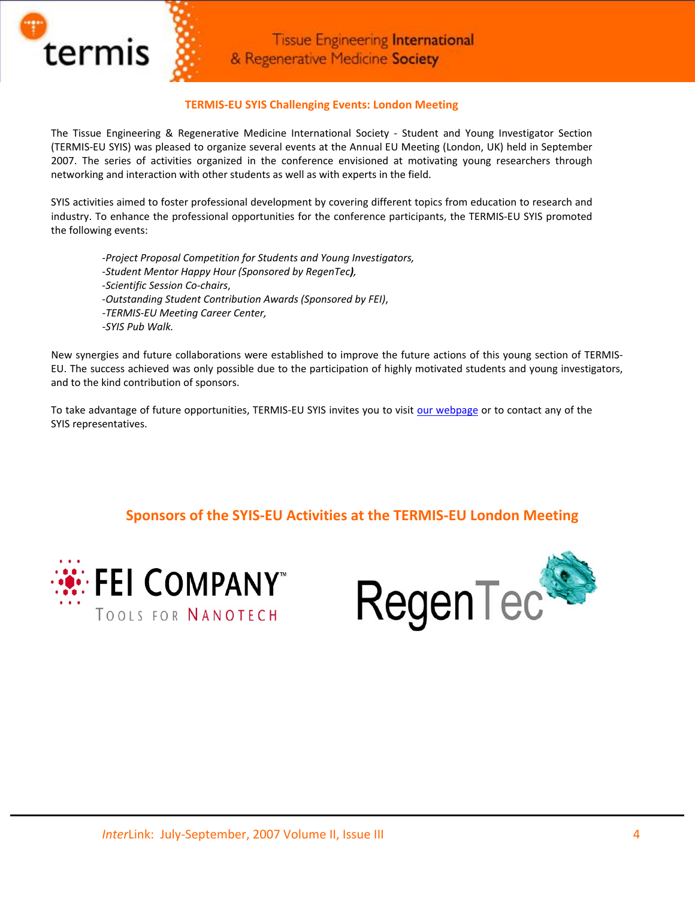## TERMIS-EU SYIS Challenging Events: London Meeting

The Tissue Engineering & Regenerative Medicine International Society - Student and Young Investigator Section (TERMIS-EU SYIS) was pleased to organize several events at the Annual EU Meeting (London, UK) held in September 2007. The series of activities organized in the conference envisioned at motivating young researchers through networking and interaction with other students as well as with experts in the field.

SYIS activities aimed to foster professional development by covering different topics from education to research and industry. To enhance the professional opportunities for the conference participants, the TERMIS-EU SYIS promoted the following events:

*-Project Proposal Competition for Students and Young Investigators,*
*-Student Mentor Happy Hour (Sponsored by RegenTec),*
*-Scientific Session Co-chairs,*
*-Outstanding Student Contribution Awards (Sponsored by FEI),*
*-TERMIS-EU Meeting Career Center,*
*-SYIS Pub Walk.*

New synergies and future collaborations were established to improve the future actions of this young section of TERMIS-EU. The success achieved was only possible due to the participation of highly motivated students and young investigators, and to the kind contribution of sponsors.

To take advantage of future opportunities, TERMIS-EU SYIS invites you to visit our webpage or to contact any of the SYIS representatives.

## Sponsors of the SYIS-EU Activities at the TERMIS-EU London Meeting

FEI COMPANY™ TOOLS FOR NANOTECH

RegenTec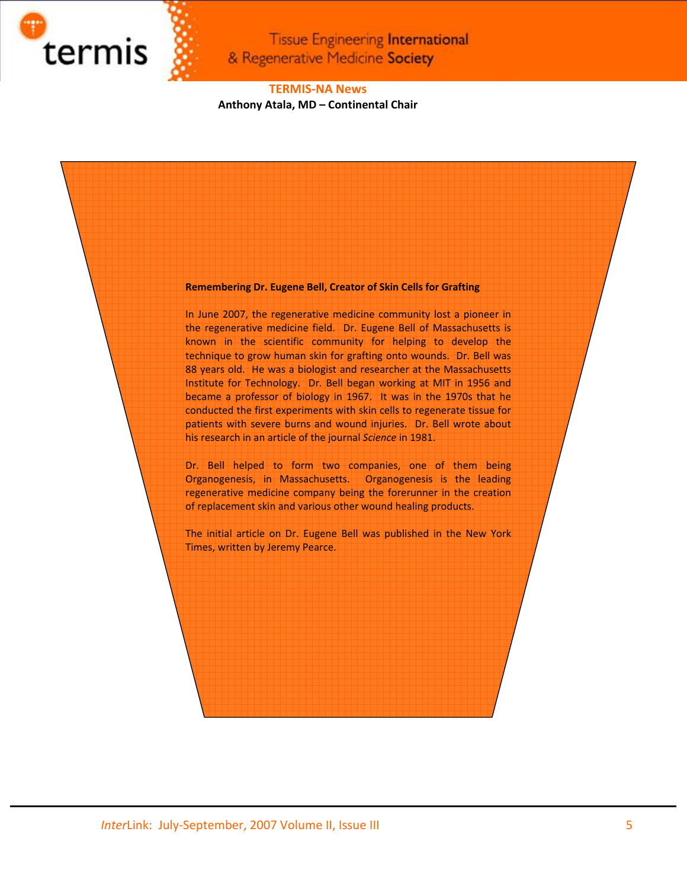## TERMIS-NA News

**Anthony Atala, MD – Continental Chair**

**Remembering Dr. Eugene Bell, Creator of Skin Cells for Grafting**

In June 2007, the regenerative medicine community lost a pioneer in the regenerative medicine field. Dr. Eugene Bell of Massachusetts is known in the scientific community for helping to develop the technique to grow human skin for grafting onto wounds. Dr. Bell was 88 years old. He was a biologist and researcher at the Massachusetts Institute for Technology. Dr. Bell began working at MIT in 1956 and became a professor of biology in 1967. It was in the 1970s that he conducted the first experiments with skin cells to regenerate tissue for patients with severe burns and wound injuries. Dr. Bell wrote about his research in an article of the journal *Science* in 1981.

Dr. Bell helped to form two companies, one of them being Organogenesis, in Massachusetts. Organogenesis is the leading regenerative medicine company being the forerunner in the creation of replacement skin and various other wound healing products.

The initial article on Dr. Eugene Bell was published in the New York Times, written by Jeremy Pearce.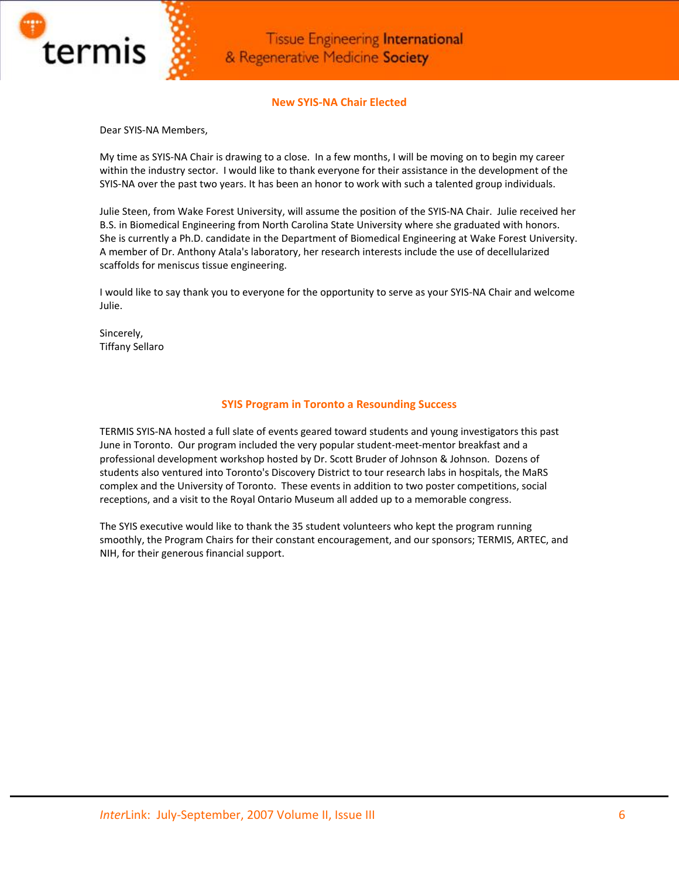## New SYIS-NA Chair Elected

Dear SYIS-NA Members,

My time as SYIS-NA Chair is drawing to a close. In a few months, I will be moving on to begin my career within the industry sector. I would like to thank everyone for their assistance in the development of the SYIS-NA over the past two years. It has been an honor to work with such a talented group individuals.

Julie Steen, from Wake Forest University, will assume the position of the SYIS-NA Chair. Julie received her B.S. in Biomedical Engineering from North Carolina State University where she graduated with honors. She is currently a Ph.D. candidate in the Department of Biomedical Engineering at Wake Forest University. A member of Dr. Anthony Atala's laboratory, her research interests include the use of decellularized scaffolds for meniscus tissue engineering.

I would like to say thank you to everyone for the opportunity to serve as your SYIS-NA Chair and welcome Julie.

Sincerely,
Tiffany Sellaro

## SYIS Program in Toronto a Resounding Success

TERMIS SYIS-NA hosted a full slate of events geared toward students and young investigators this past June in Toronto. Our program included the very popular student-meet-mentor breakfast and a professional development workshop hosted by Dr. Scott Bruder of Johnson & Johnson. Dozens of students also ventured into Toronto's Discovery District to tour research labs in hospitals, the MaRS complex and the University of Toronto. These events in addition to two poster competitions, social receptions, and a visit to the Royal Ontario Museum all added up to a memorable congress.

The SYIS executive would like to thank the 35 student volunteers who kept the program running smoothly, the Program Chairs for their constant encouragement, and our sponsors; TERMIS, ARTEC, and NIH, for their generous financial support.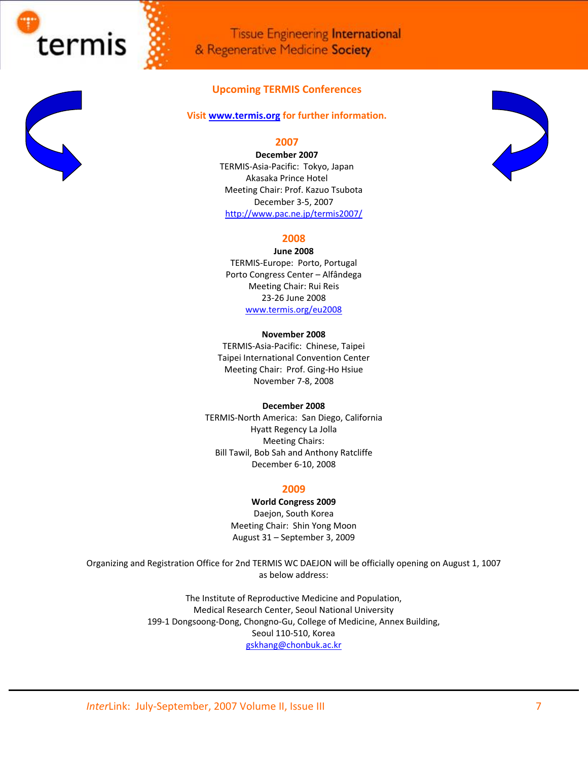## Upcoming TERMIS Conferences

**Visit [www.termis.org](http://www.termis.org) for further information.**

### 2007

**December 2007**
TERMIS-Asia-Pacific: Tokyo, Japan
Akasaka Prince Hotel
Meeting Chair: Prof. Kazuo Tsubota
December 3-5, 2007
http://www.pac.ne.jp/termis2007/

### 2008

**June 2008**
TERMIS-Europe: Porto, Portugal
Porto Congress Center – Alfândega
Meeting Chair: Rui Reis
23-26 June 2008
www.termis.org/eu2008

**November 2008**
TERMIS-Asia-Pacific: Chinese, Taipei
Taipei International Convention Center
Meeting Chair: Prof. Ging-Ho Hsiue
November 7-8, 2008

**December 2008**
TERMIS-North America: San Diego, California
Hyatt Regency La Jolla
Meeting Chairs:
Bill Tawil, Bob Sah and Anthony Ratcliffe
December 6-10, 2008

### 2009

**World Congress 2009**
Daejon, South Korea
Meeting Chair: Shin Yong Moon
August 31 – September 3, 2009

Organizing and Registration Office for 2nd TERMIS WC DAEJON will be officially opening on August 1, 1007 as below address:

The Institute of Reproductive Medicine and Population,
Medical Research Center, Seoul National University
199-1 Dongsoong-Dong, Chongno-Gu, College of Medicine, Annex Building,
Seoul 110-510, Korea
gskhang@chonbuk.ac.kr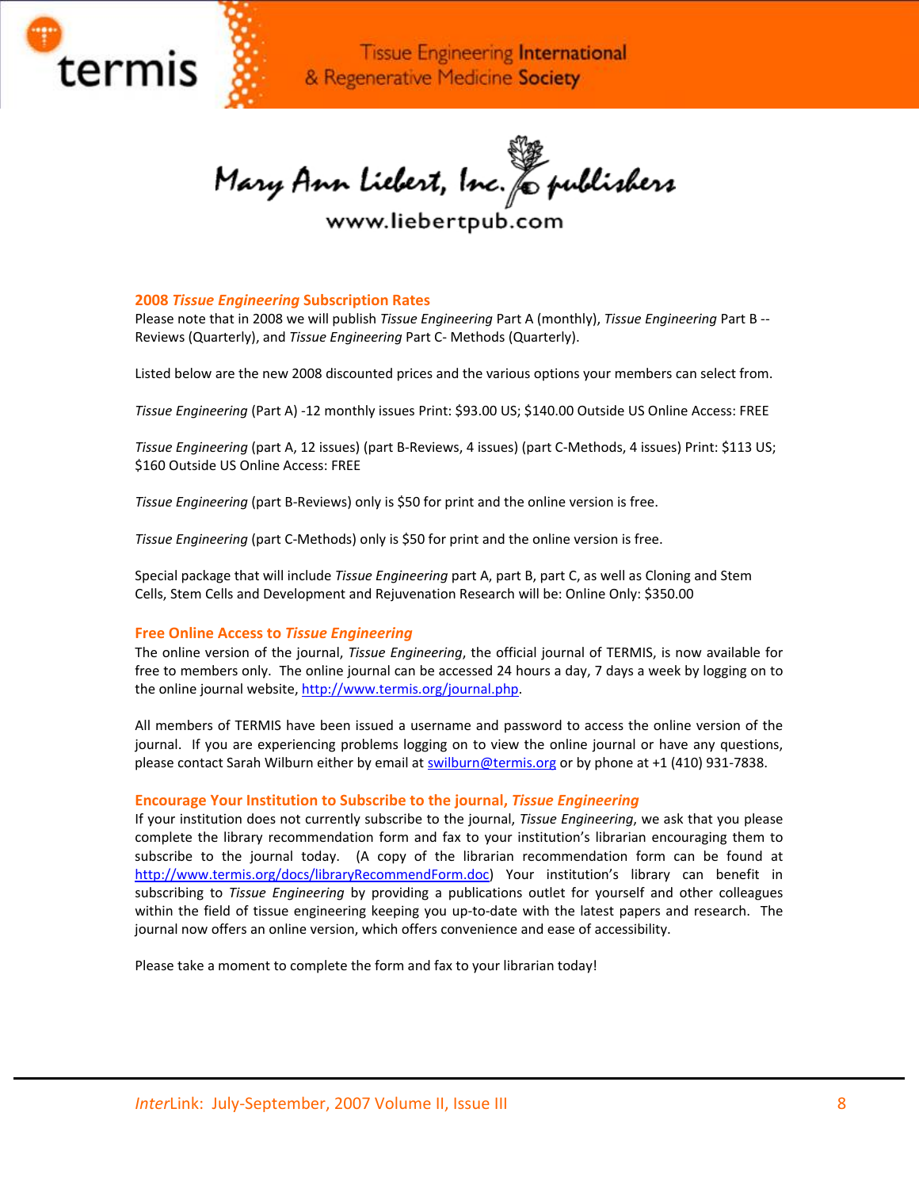# termis

Tissue Engineering **International** & Regenerative Medicine **Society**

Mary Ann Liebert, Inc. publishers

www.liebertpub.com

## 2008 *Tissue Engineering* Subscription Rates

Please note that in 2008 we will publish *Tissue Engineering* Part A (monthly), *Tissue Engineering* Part B -- Reviews (Quarterly), and *Tissue Engineering* Part C- Methods (Quarterly).

Listed below are the new 2008 discounted prices and the various options your members can select from.

*Tissue Engineering* (Part A) -12 monthly issues Print: $93.00 US; $140.00 Outside US Online Access: FREE

*Tissue Engineering* (part A, 12 issues) (part B-Reviews, 4 issues) (part C-Methods, 4 issues) Print: $113 US; $160 Outside US Online Access: FREE

*Tissue Engineering* (part B-Reviews) only is $50 for print and the online version is free.

*Tissue Engineering* (part C-Methods) only is $50 for print and the online version is free.

Special package that will include *Tissue Engineering* part A, part B, part C, as well as Cloning and Stem Cells, Stem Cells and Development and Rejuvenation Research will be: Online Only: $350.00

## Free Online Access to *Tissue Engineering*

The online version of the journal, *Tissue Engineering*, the official journal of TERMIS, is now available for free to members only. The online journal can be accessed 24 hours a day, 7 days a week by logging on to the online journal website, http://www.termis.org/journal.php.

All members of TERMIS have been issued a username and password to access the online version of the journal. If you are experiencing problems logging on to view the online journal or have any questions, please contact Sarah Wilburn either by email at swilburn@termis.org or by phone at +1 (410) 931-7838.

## Encourage Your Institution to Subscribe to the journal, *Tissue Engineering*

If your institution does not currently subscribe to the journal, *Tissue Engineering*, we ask that you please complete the library recommendation form and fax to your institution's librarian encouraging them to subscribe to the journal today. (A copy of the librarian recommendation form can be found at http://www.termis.org/docs/libraryRecommendForm.doc) Your institution's library can benefit in subscribing to *Tissue Engineering* by providing a publications outlet for yourself and other colleagues within the field of tissue engineering keeping you up-to-date with the latest papers and research. The journal now offers an online version, which offers convenience and ease of accessibility.

Please take a moment to complete the form and fax to your librarian today!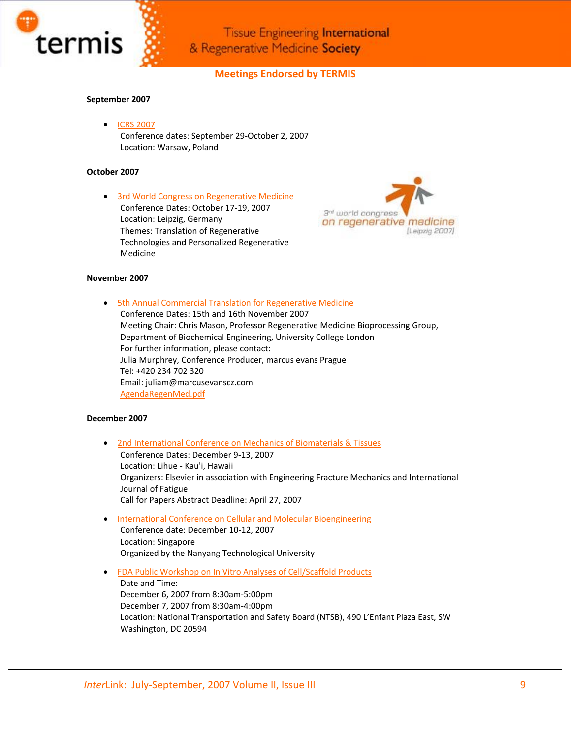## Meetings Endorsed by TERMIS

**September 2007**

- ICRS 2007
  Conference dates: September 29-October 2, 2007
  Location: Warsaw, Poland

**October 2007**

- 3rd World Congress on Regenerative Medicine
  Conference Dates: October 17-19, 2007
  Location: Leipzig, Germany
  Themes: Translation of Regenerative Technologies and Personalized Regenerative Medicine

**November 2007**

- 5th Annual Commercial Translation for Regenerative Medicine
  Conference Dates: 15th and 16th November 2007
  Meeting Chair: Chris Mason, Professor Regenerative Medicine Bioprocessing Group, Department of Biochemical Engineering, University College London
  For further information, please contact:
  Julia Murphrey, Conference Producer, marcus evans Prague
  Tel: +420 234 702 320
  Email: juliam@marcusevanscz.com
  AgendaRegenMed.pdf

**December 2007**

- 2nd International Conference on Mechanics of Biomaterials & Tissues
  Conference Dates: December 9-13, 2007
  Location: Lihue - Kau'i, Hawaii
  Organizers: Elsevier in association with Engineering Fracture Mechanics and International Journal of Fatigue
  Call for Papers Abstract Deadline: April 27, 2007

- International Conference on Cellular and Molecular Bioengineering
  Conference date: December 10-12, 2007
  Location: Singapore
  Organized by the Nanyang Technological University

- FDA Public Workshop on In Vitro Analyses of Cell/Scaffold Products
  Date and Time:
  December 6, 2007 from 8:30am-5:00pm
  December 7, 2007 from 8:30am-4:00pm
  Location: National Transportation and Safety Board (NTSB), 490 L'Enfant Plaza East, SW Washington, DC 20594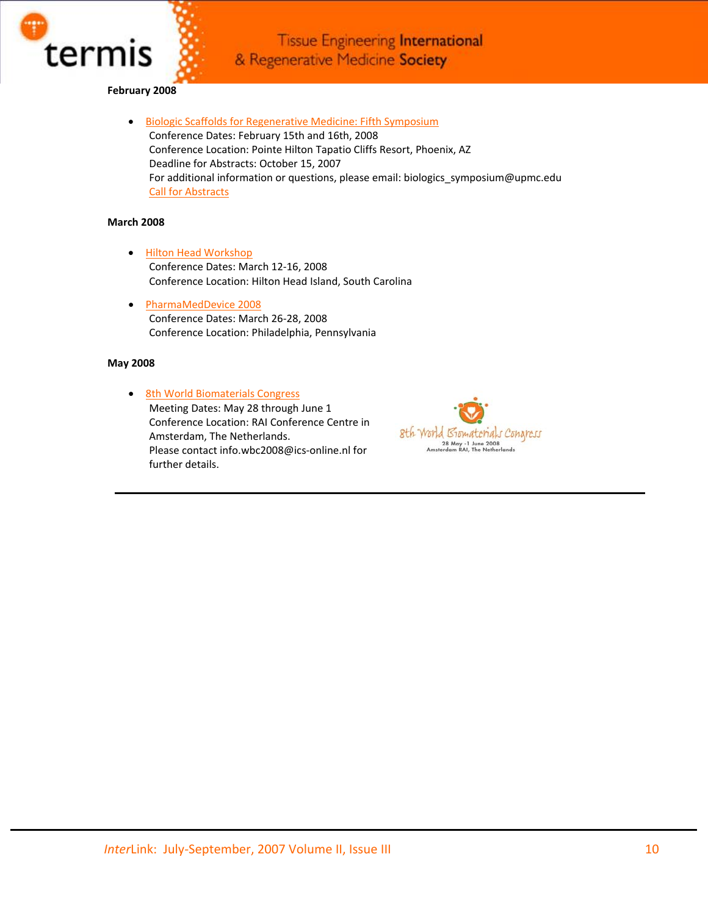**February 2008**

- Biologic Scaffolds for Regenerative Medicine: Fifth Symposium
  Conference Dates: February 15th and 16th, 2008
  Conference Location: Pointe Hilton Tapatio Cliffs Resort, Phoenix, AZ
  Deadline for Abstracts: October 15, 2007
  For additional information or questions, please email: biologics_symposium@upmc.edu
  Call for Abstracts

**March 2008**

- Hilton Head Workshop
  Conference Dates: March 12-16, 2008
  Conference Location: Hilton Head Island, South Carolina

- PharmaMedDevice 2008
  Conference Dates: March 26-28, 2008
  Conference Location: Philadelphia, Pennsylvania

**May 2008**

- 8th World Biomaterials Congress
  Meeting Dates: May 28 through June 1
  Conference Location: RAI Conference Centre in Amsterdam, The Netherlands.
  Please contact info.wbc2008@ics-online.nl for further details.

8th World Biomaterials Congress
28 May -1 June 2008
Amsterdam RAI, The Netherlands

---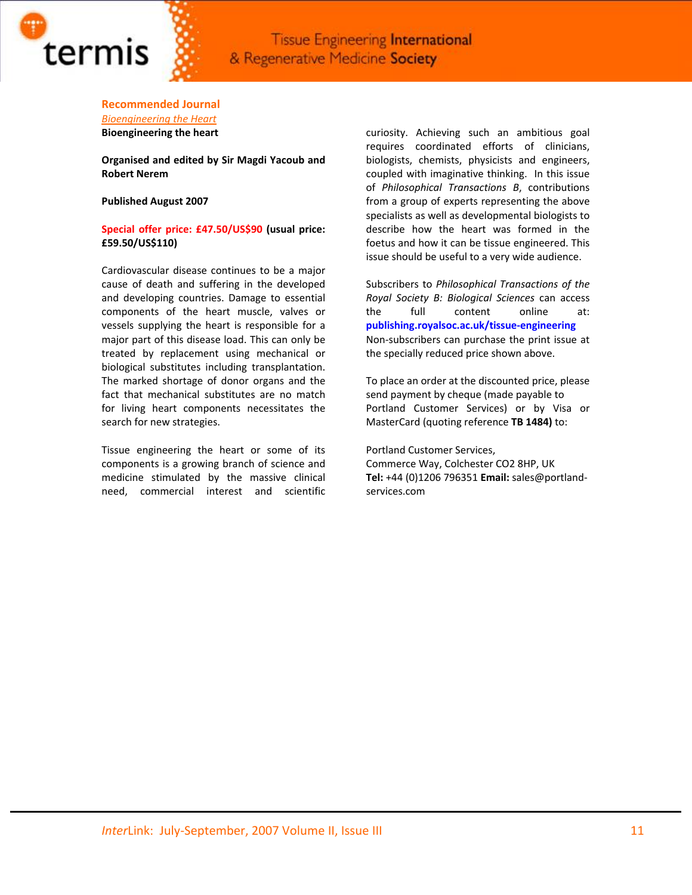## Recommended Journal

*Bioengineering the Heart*

**Bioengineering the heart**

**Organised and edited by Sir Magdi Yacoub and Robert Nerem**

**Published August 2007**

**Special offer price: £47.50/US$90 (usual price: £59.50/US$110)**

Cardiovascular disease continues to be a major cause of death and suffering in the developed and developing countries. Damage to essential components of the heart muscle, valves or vessels supplying the heart is responsible for a major part of this disease load. This can only be treated by replacement using mechanical or biological substitutes including transplantation. The marked shortage of donor organs and the fact that mechanical substitutes are no match for living heart components necessitates the search for new strategies.

Tissue engineering the heart or some of its components is a growing branch of science and medicine stimulated by the massive clinical need, commercial interest and scientific curiosity. Achieving such an ambitious goal requires coordinated efforts of clinicians, biologists, chemists, physicists and engineers, coupled with imaginative thinking. In this issue of *Philosophical Transactions B*, contributions from a group of experts representing the above specialists as well as developmental biologists to describe how the heart was formed in the foetus and how it can be tissue engineered. This issue should be useful to a very wide audience.

Subscribers to *Philosophical Transactions of the Royal Society B: Biological Sciences* can access the full content online at: **publishing.royalsoc.ac.uk/tissue-engineering** Non-subscribers can purchase the print issue at the specially reduced price shown above.

To place an order at the discounted price, please send payment by cheque (made payable to Portland Customer Services) or by Visa or MasterCard (quoting reference **TB 1484)** to:

Portland Customer Services,
Commerce Way, Colchester CO2 8HP, UK
**Tel:** +44 (0)1206 796351 **Email:** sales@portland-services.com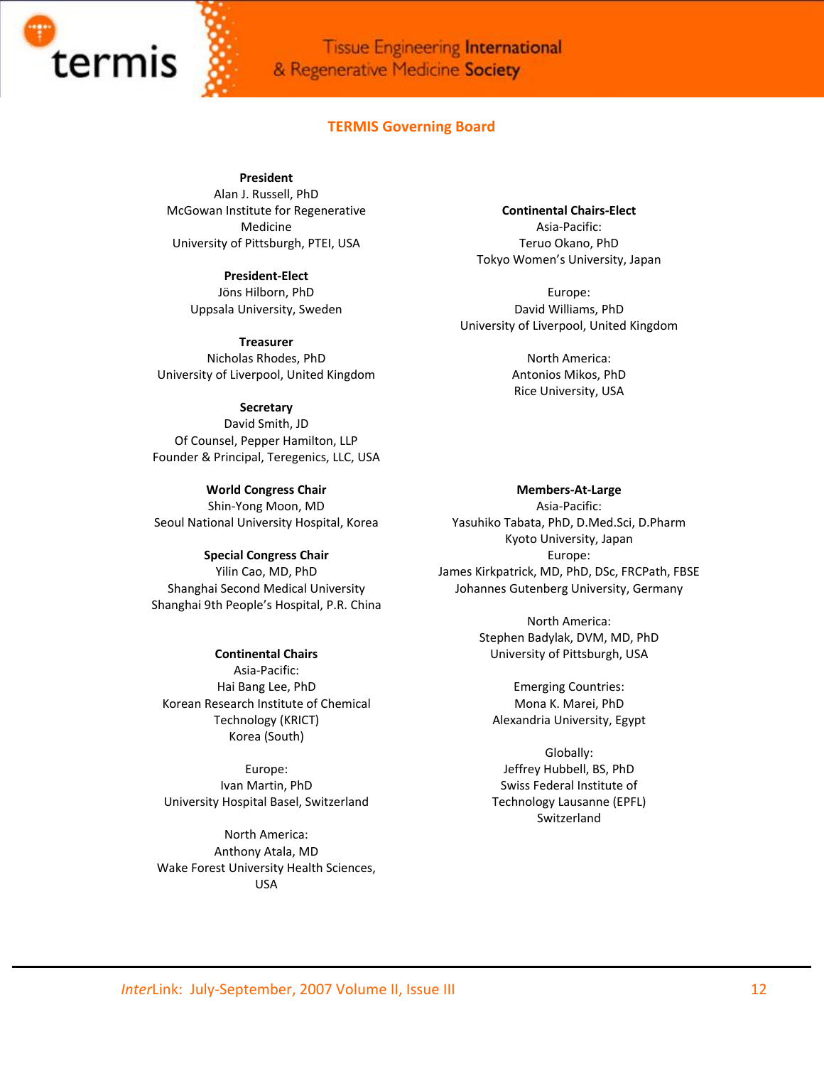## TERMIS Governing Board

**President**
Alan J. Russell, PhD
McGowan Institute for Regenerative Medicine
University of Pittsburgh, PTEI, USA

**President-Elect**
Jöns Hilborn, PhD
Uppsala University, Sweden

**Treasurer**
Nicholas Rhodes, PhD
University of Liverpool, United Kingdom

**Secretary**
David Smith, JD
Of Counsel, Pepper Hamilton, LLP
Founder & Principal, Teregenics, LLC, USA

**World Congress Chair**
Shin-Yong Moon, MD
Seoul National University Hospital, Korea

**Special Congress Chair**
Yilin Cao, MD, PhD
Shanghai Second Medical University
Shanghai 9th People's Hospital, P.R. China

**Continental Chairs**
Asia-Pacific:
Hai Bang Lee, PhD
Korean Research Institute of Chemical Technology (KRICT)
Korea (South)

Europe:
Ivan Martin, PhD
University Hospital Basel, Switzerland

North America:
Anthony Atala, MD
Wake Forest University Health Sciences, USA

**Continental Chairs-Elect**
Asia-Pacific:
Teruo Okano, PhD
Tokyo Women's University, Japan

Europe:
David Williams, PhD
University of Liverpool, United Kingdom

North America:
Antonios Mikos, PhD
Rice University, USA

**Members-At-Large**
Asia-Pacific:
Yasuhiko Tabata, PhD, D.Med.Sci, D.Pharm
Kyoto University, Japan
Europe:
James Kirkpatrick, MD, PhD, DSc, FRCPath, FBSE
Johannes Gutenberg University, Germany

North America:
Stephen Badylak, DVM, MD, PhD
University of Pittsburgh, USA

Emerging Countries:
Mona K. Marei, PhD
Alexandria University, Egypt

Globally:
Jeffrey Hubbell, BS, PhD
Swiss Federal Institute of Technology Lausanne (EPFL)
Switzerland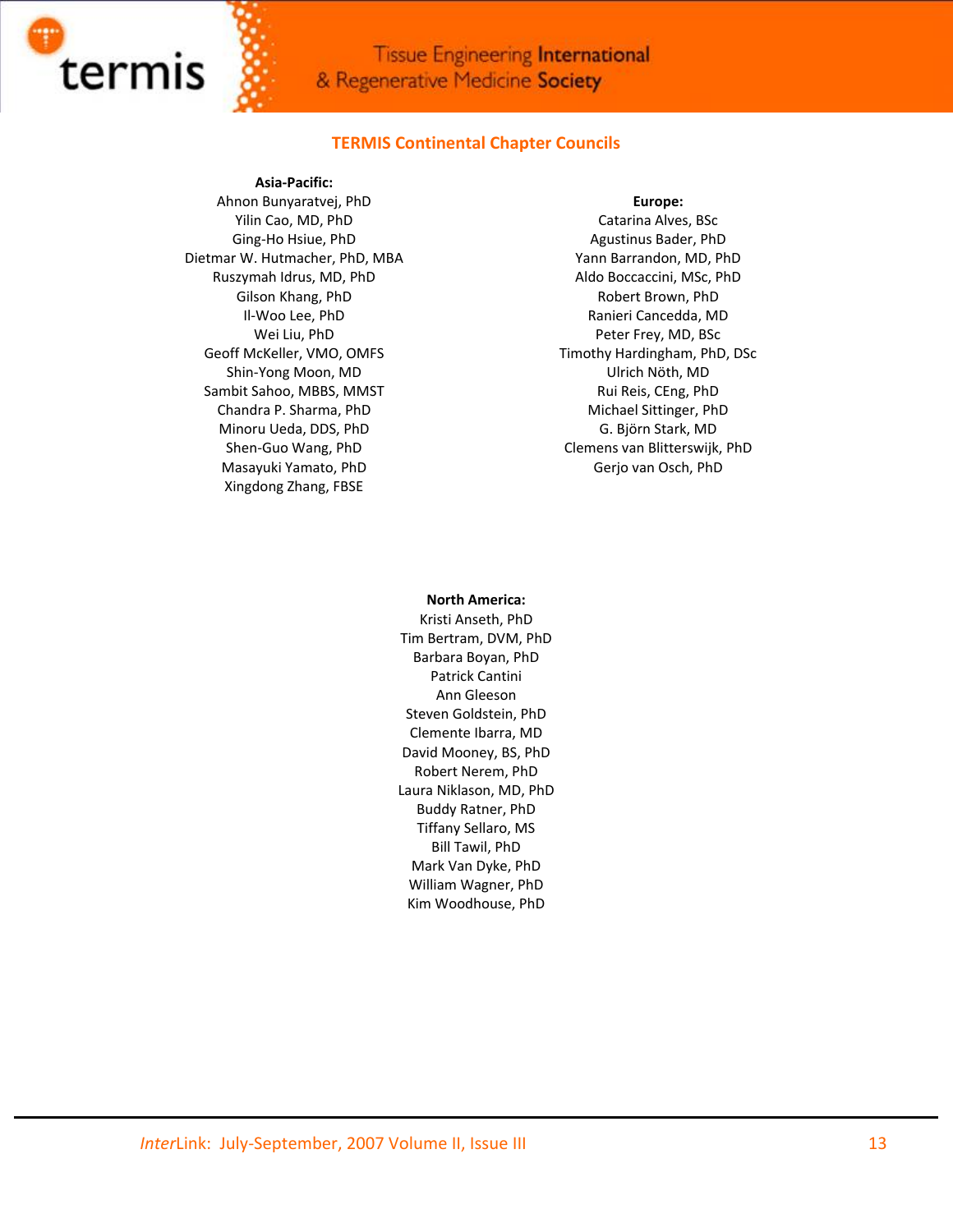## TERMIS Continental Chapter Councils

**Asia-Pacific:**

Ahnon Bunyaratvej, PhD
Yilin Cao, MD, PhD
Ging-Ho Hsiue, PhD
Dietmar W. Hutmacher, PhD, MBA
Ruszymah Idrus, MD, PhD
Gilson Khang, PhD
Il-Woo Lee, PhD
Wei Liu, PhD
Geoff McKeller, VMO, OMFS
Shin-Yong Moon, MD
Sambit Sahoo, MBBS, MMST
Chandra P. Sharma, PhD
Minoru Ueda, DDS, PhD
Shen-Guo Wang, PhD
Masayuki Yamato, PhD
Xingdong Zhang, FBSE

**Europe:**

Catarina Alves, BSc
Agustinus Bader, PhD
Yann Barrandon, MD, PhD
Aldo Boccaccini, MSc, PhD
Robert Brown, PhD
Ranieri Cancedda, MD
Peter Frey, MD, BSc
Timothy Hardingham, PhD, DSc
Ulrich Nöth, MD
Rui Reis, CEng, PhD
Michael Sittinger, PhD
G. Björn Stark, MD
Clemens van Blitterswijk, PhD
Gerjo van Osch, PhD

**North America:**

Kristi Anseth, PhD
Tim Bertram, DVM, PhD
Barbara Boyan, PhD
Patrick Cantini
Ann Gleeson
Steven Goldstein, PhD
Clemente Ibarra, MD
David Mooney, BS, PhD
Robert Nerem, PhD
Laura Niklason, MD, PhD
Buddy Ratner, PhD
Tiffany Sellaro, MS
Bill Tawil, PhD
Mark Van Dyke, PhD
William Wagner, PhD
Kim Woodhouse, PhD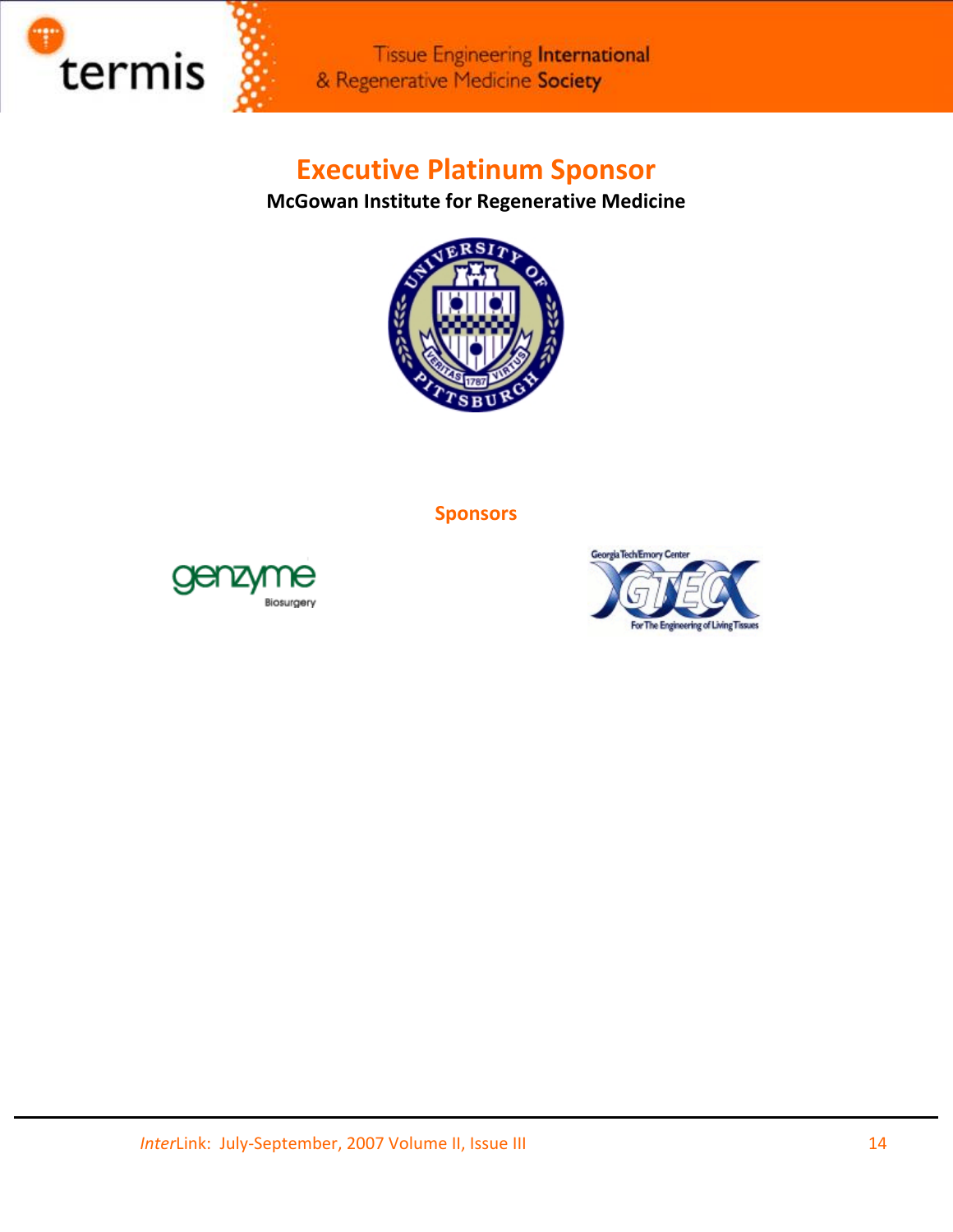## Executive Platinum Sponsor

**McGowan Institute for Regenerative Medicine**

### Sponsors